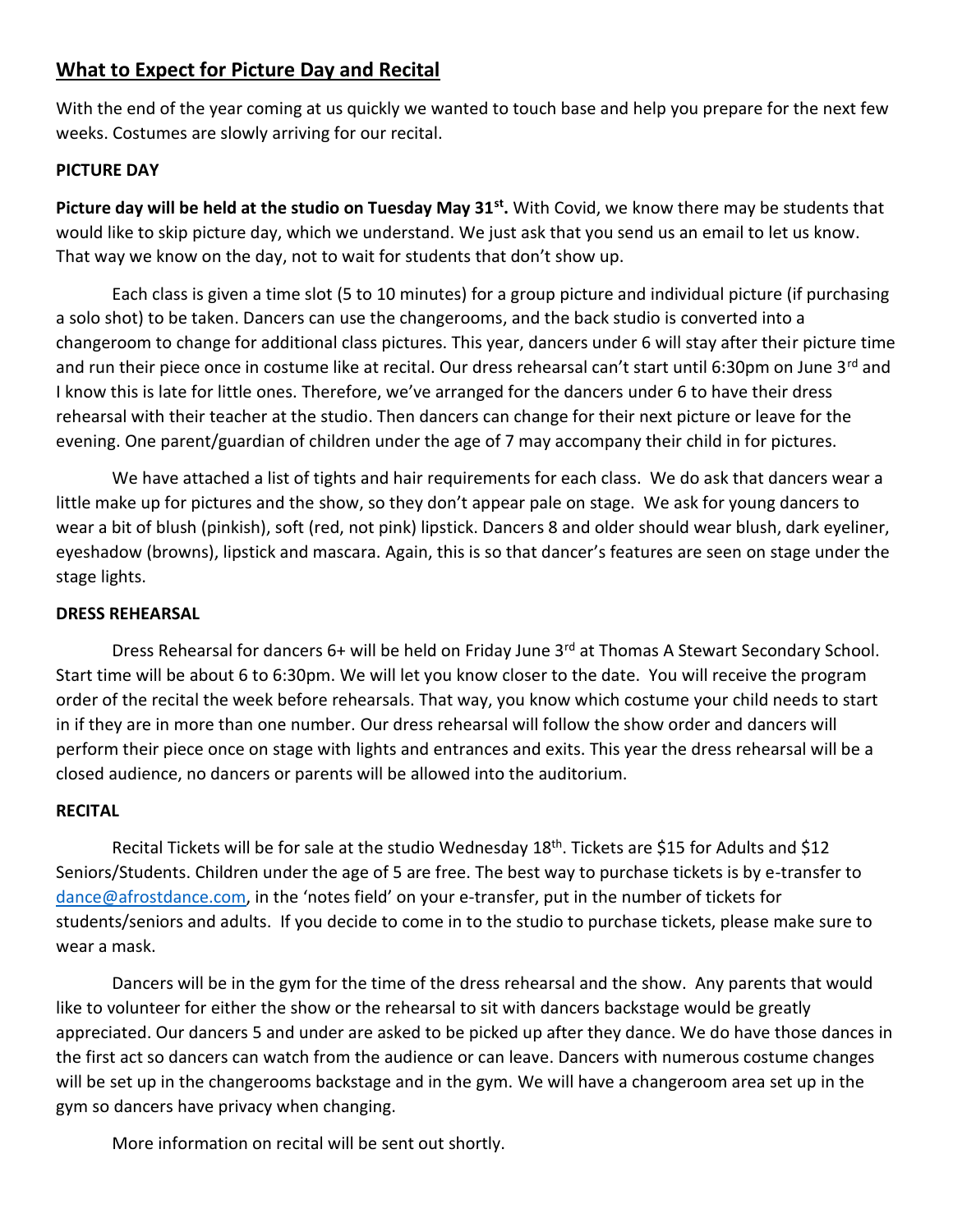## What to Expect for Picture Day and Recital

With the end of the year coming at us quickly we wanted to touch base and help you prepare for the next few weeks. Costumes are slowly arriving for our recital.

### PICTURE DAY

**Picture day will be held at the studio on Tuesday May 31st.** With Covid, we know there may be students that would like to skip picture day, which we understand. We just ask that you send us an email to let us know. That way we know on the day, not to wait for students that don't show up.

Each class is given a time slot (5 to 10 minutes) for a group picture and individual picture (if purchasing a solo shot) to be taken. Dancers can use the changerooms, and the back studio is converted into a changeroom to change for additional class pictures. This year, dancers under 6 will stay after their picture time and run their piece once in costume like at recital. Our dress rehearsal can't start until 6:30pm on June 3rd and I know this is late for little ones. Therefore, we've arranged for the dancers under 6 to have their dress rehearsal with their teacher at the studio. Then dancers can change for their next picture or leave for the evening. One parent/guardian of children under the age of 7 may accompany their child in for pictures.

We have attached a list of tights and hair requirements for each class. We do ask that dancers wear a little make up for pictures and the show, so they don't appear pale on stage. We ask for young dancers to wear a bit of blush (pinkish), soft (red, not pink) lipstick. Dancers 8 and older should wear blush, dark eyeliner, eyeshadow (browns), lipstick and mascara. Again, this is so that dancer's features are seen on stage under the stage lights.

### DRESS REHEARSAL

Dress Rehearsal for dancers 6+ will be held on Friday June 3rd at Thomas A Stewart Secondary School. Start time will be about 6 to 6:30pm. We will let you know closer to the date. You will receive the program order of the recital the week before rehearsals. That way, you know which costume your child needs to start in if they are in more than one number. Our dress rehearsal will follow the show order and dancers will perform their piece once on stage with lights and entrances and exits. This year the dress rehearsal will be a closed audience, no dancers or parents will be allowed into the auditorium.

### RECITAL

Recital Tickets will be for sale at the studio Wednesday 18th. Tickets are $15 for Adults and $12 Seniors/Students. Children under the age of 5 are free. The best way to purchase tickets is by e-transfer to dance@afrostdance.com, in the 'notes field' on your e-transfer, put in the number of tickets for students/seniors and adults. If you decide to come in to the studio to purchase tickets, please make sure to wear a mask.

Dancers will be in the gym for the time of the dress rehearsal and the show. Any parents that would like to volunteer for either the show or the rehearsal to sit with dancers backstage would be greatly appreciated. Our dancers 5 and under are asked to be picked up after they dance. We do have those dances in the first act so dancers can watch from the audience or can leave. Dancers with numerous costume changes will be set up in the changerooms backstage and in the gym. We will have a changeroom area set up in the gym so dancers have privacy when changing.

More information on recital will be sent out shortly.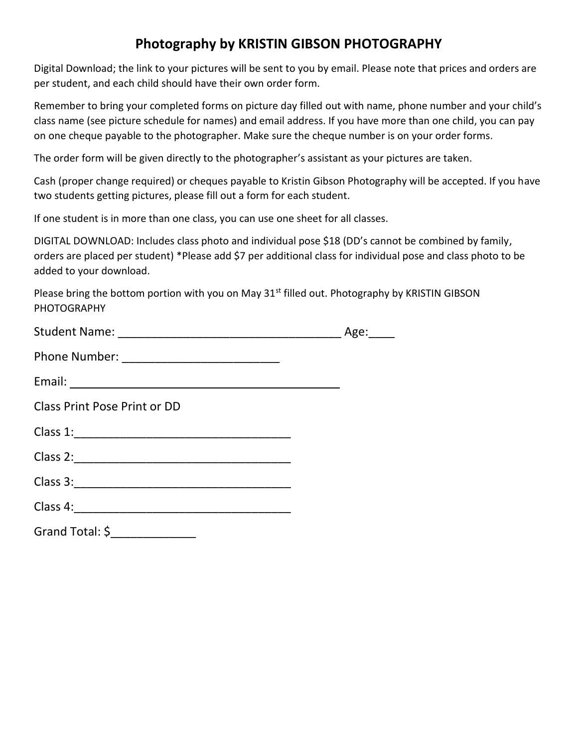# Photography by KRISTIN GIBSON PHOTOGRAPHY

Digital Download; the link to your pictures will be sent to you by email. Please note that prices and orders are per student, and each child should have their own order form.

Remember to bring your completed forms on picture day filled out with name, phone number and your child's class name (see picture schedule for names) and email address. If you have more than one child, you can pay on one cheque payable to the photographer. Make sure the cheque number is on your order forms.

The order form will be given directly to the photographer's assistant as your pictures are taken.

Cash (proper change required) or cheques payable to Kristin Gibson Photography will be accepted. If you have two students getting pictures, please fill out a form for each student.

If one student is in more than one class, you can use one sheet for all classes.

DIGITAL DOWNLOAD: Includes class photo and individual pose $18 (DD's cannot be combined by family, orders are placed per student) *Please add $7 per additional class for individual pose and class photo to be added to your download.

Please bring the bottom portion with you on May 31st filled out. Photography by KRISTIN GIBSON PHOTOGRAPHY

Student Name: __________________________________ Age:____

Phone Number: ________________________

Email: __________________________________________

Class Print Pose Print or DD

Class 1:_________________________________

Class 2:_________________________________

Class 3:_________________________________

Class 4:_________________________________

Grand Total: $_____________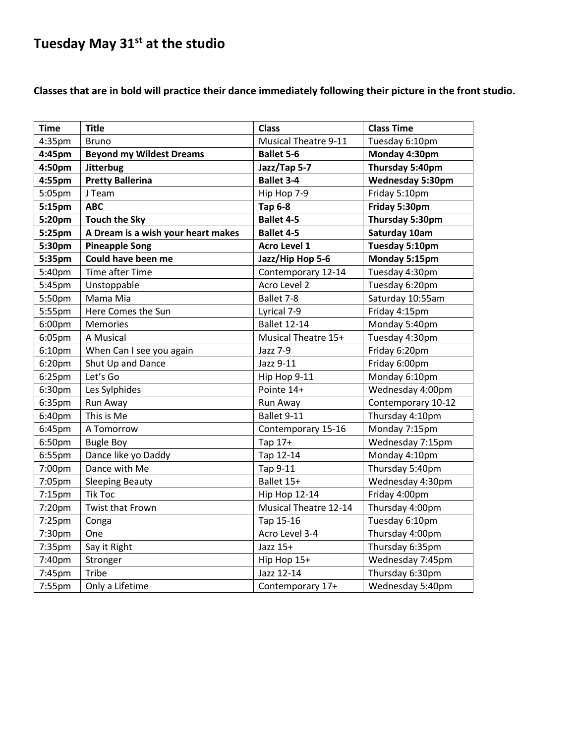# Tuesday May 31st at the studio

**Classes that are in bold will practice their dance immediately following their picture in the front studio.**

| Time | Title | Class | Class Time |
|---|---|---|---|
| 4:35pm | Bruno | Musical Theatre 9-11 | Tuesday 6:10pm |
| **4:45pm** | **Beyond my Wildest Dreams** | **Ballet 5-6** | **Monday 4:30pm** |
| **4:50pm** | **Jitterbug** | **Jazz/Tap 5-7** | **Thursday 5:40pm** |
| **4:55pm** | **Pretty Ballerina** | **Ballet 3-4** | **Wednesday 5:30pm** |
| 5:05pm | J Team | Hip Hop 7-9 | Friday 5:10pm |
| **5:15pm** | **ABC** | **Tap 6-8** | **Friday 5:30pm** |
| **5:20pm** | **Touch the Sky** | **Ballet 4-5** | **Thursday 5:30pm** |
| **5:25pm** | **A Dream is a wish your heart makes** | **Ballet 4-5** | **Saturday 10am** |
| **5:30pm** | **Pineapple Song** | **Acro Level 1** | **Tuesday 5:10pm** |
| **5:35pm** | **Could have been me** | **Jazz/Hip Hop 5-6** | **Monday 5:15pm** |
| 5:40pm | Time after Time | Contemporary 12-14 | Tuesday 4:30pm |
| 5:45pm | Unstoppable | Acro Level 2 | Tuesday 6:20pm |
| 5:50pm | Mama Mia | Ballet 7-8 | Saturday 10:55am |
| 5:55pm | Here Comes the Sun | Lyrical 7-9 | Friday 4:15pm |
| 6:00pm | Memories | Ballet 12-14 | Monday 5:40pm |
| 6:05pm | A Musical | Musical Theatre 15+ | Tuesday 4:30pm |
| 6:10pm | When Can I see you again | Jazz 7-9 | Friday 6:20pm |
| 6:20pm | Shut Up and Dance | Jazz 9-11 | Friday 6:00pm |
| 6:25pm | Let's Go | Hip Hop 9-11 | Monday 6:10pm |
| 6:30pm | Les Sylphides | Pointe 14+ | Wednesday 4:00pm |
| 6:35pm | Run Away | Run Away | Contemporary 10-12 |
| 6:40pm | This is Me | Ballet 9-11 | Thursday 4:10pm |
| 6:45pm | A Tomorrow | Contemporary 15-16 | Monday 7:15pm |
| 6:50pm | Bugle Boy | Tap 17+ | Wednesday 7:15pm |
| 6:55pm | Dance like yo Daddy | Tap 12-14 | Monday 4:10pm |
| 7:00pm | Dance with Me | Tap 9-11 | Thursday 5:40pm |
| 7:05pm | Sleeping Beauty | Ballet 15+ | Wednesday 4:30pm |
| 7:15pm | Tik Toc | Hip Hop 12-14 | Friday 4:00pm |
| 7:20pm | Twist that Frown | Musical Theatre 12-14 | Thursday 4:00pm |
| 7:25pm | Conga | Tap 15-16 | Tuesday 6:10pm |
| 7:30pm | One | Acro Level 3-4 | Thursday 4:00pm |
| 7:35pm | Say it Right | Jazz 15+ | Thursday 6:35pm |
| 7:40pm | Stronger | Hip Hop 15+ | Wednesday 7:45pm |
| 7:45pm | Tribe | Jazz 12-14 | Thursday 6:30pm |
| 7:55pm | Only a Lifetime | Contemporary 17+ | Wednesday 5:40pm |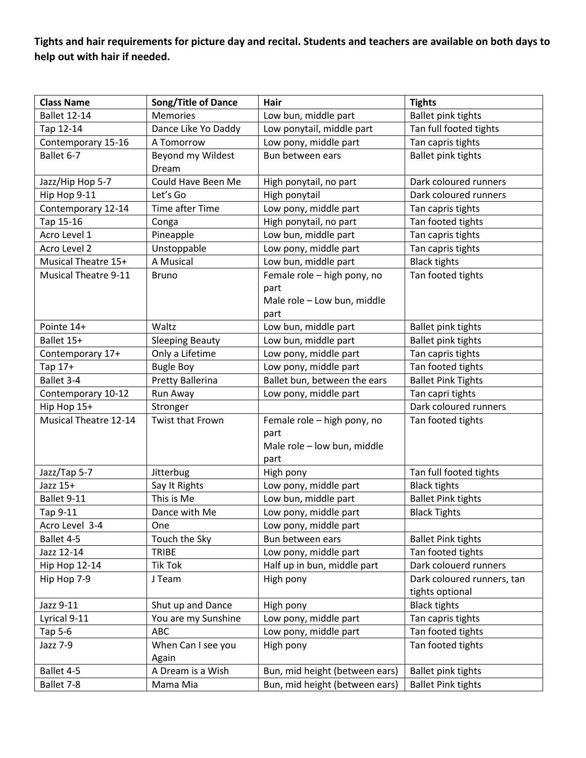**Tights and hair requirements for picture day and recital. Students and teachers are available on both days to help out with hair if needed.**

| Class Name | Song/Title of Dance | Hair | Tights |
|---|---|---|---|
| Ballet 12-14 | Memories | Low bun, middle part | Ballet pink tights |
| Tap 12-14 | Dance Like Yo Daddy | Low ponytail, middle part | Tan full footed tights |
| Contemporary 15-16 | A Tomorrow | Low pony, middle part | Tan capris tights |
| Ballet 6-7 | Beyond my Wildest Dream | Bun between ears | Ballet pink tights |
| Jazz/Hip Hop 5-7 | Could Have Been Me | High ponytail, no part | Dark coloured runners |
| Hip Hop 9-11 | Let's Go | High ponytail | Dark coloured runners |
| Contemporary 12-14 | Time after Time | Low pony, middle part | Tan capris tights |
| Tap 15-16 | Conga | High ponytail, no part | Tan footed tights |
| Acro Level 1 | Pineapple | Low bun, middle part | Tan capris tights |
| Acro Level 2 | Unstoppable | Low pony, middle part | Tan capris tights |
| Musical Theatre 15+ | A Musical | Low bun, middle part | Black tights |
| Musical Theatre 9-11 | Bruno | Female role – high pony, no part<br>Male role – Low bun, middle part | Tan footed tights |
| Pointe 14+ | Waltz | Low bun, middle part | Ballet pink tights |
| Ballet 15+ | Sleeping Beauty | Low bun, middle part | Ballet pink tights |
| Contemporary 17+ | Only a Lifetime | Low pony, middle part | Tan capris tights |
| Tap 17+ | Bugle Boy | Low pony, middle part | Tan footed tights |
| Ballet 3-4 | Pretty Ballerina | Ballet bun, between the ears | Ballet Pink Tights |
| Contemporary 10-12 | Run Away | Low pony, middle part | Tan capri tights |
| Hip Hop 15+ | Stronger | | Dark coloured runners |
| Musical Theatre 12-14 | Twist that Frown | Female role – high pony, no part<br>Male role – low bun, middle part | Tan footed tights |
| Jazz/Tap 5-7 | Jitterbug | High pony | Tan full footed tights |
| Jazz 15+ | Say It Rights | Low pony, middle part | Black tights |
| Ballet 9-11 | This is Me | Low bun, middle part | Ballet Pink tights |
| Tap 9-11 | Dance with Me | Low pony, middle part | Black Tights |
| Acro Level 3-4 | One | Low pony, middle part | |
| Ballet 4-5 | Touch the Sky | Bun between ears | Ballet Pink tights |
| Jazz 12-14 | TRIBE | Low pony, middle part | Tan footed tights |
| Hip Hop 12-14 | Tik Tok | Half up in bun, middle part | Dark colouerd runners |
| Hip Hop 7-9 | J Team | High pony | Dark coloured runners, tan tights optional |
| Jazz 9-11 | Shut up and Dance | High pony | Black tights |
| Lyrical 9-11 | You are my Sunshine | Low pony, middle part | Tan capris tights |
| Tap 5-6 | ABC | Low pony, middle part | Tan footed tights |
| Jazz 7-9 | When Can I see you Again | High pony | Tan footed tights |
| Ballet 4-5 | A Dream is a Wish | Bun, mid height (between ears) | Ballet pink tights |
| Ballet 7-8 | Mama Mia | Bun, mid height (between ears) | Ballet Pink tights |